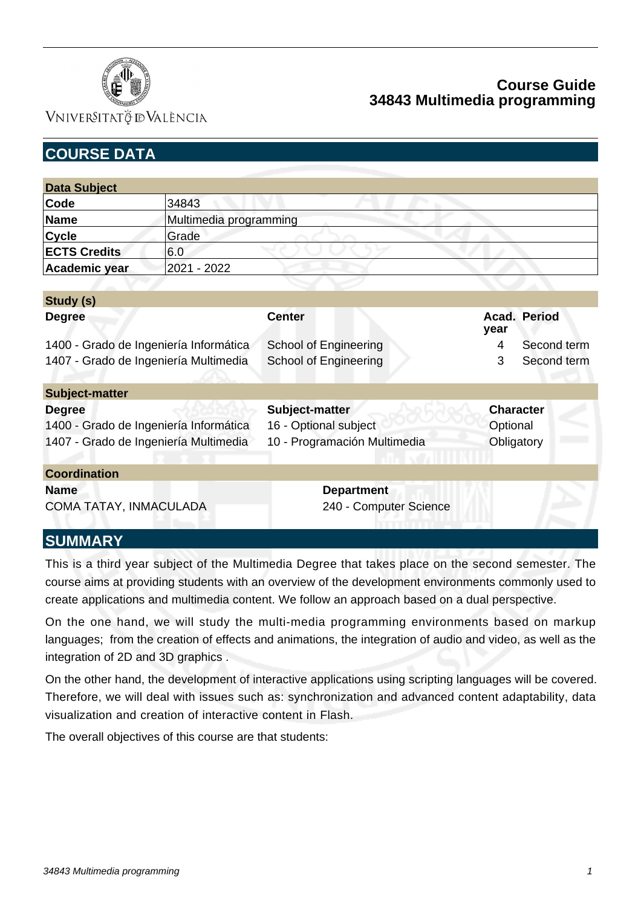# Course Guide
## 34843 Multimedia programming

## COURSE DATA

| Data Subject | |
|---|---|
| **Code** | 34843 |
| **Name** | Multimedia programming |
| **Cycle** | Grade |
| **ECTS Credits** | 6.0 |
| **Academic year** | 2021 - 2022 |

**Study (s)**

| Degree | Center | Acad. year | Period |
|---|---|---|---|
| 1400 - Grado de Ingeniería Informática | School of Engineering | 4 | Second term |
| 1407 - Grado de Ingeniería Multimedia | School of Engineering | 3 | Second term |

**Subject-matter**

| Degree | Subject-matter | Character |
|---|---|---|
| 1400 - Grado de Ingeniería Informática | 16 - Optional subject | Optional |
| 1407 - Grado de Ingeniería Multimedia | 10 - Programación Multimedia | Obligatory |

**Coordination**

| Name | Department |
|---|---|
| COMA TATAY, INMACULADA | 240 - Computer Science |

## SUMMARY

This is a third year subject of the Multimedia Degree that takes place on the second semester. The course aims at providing students with an overview of the development environments commonly used to create applications and multimedia content. We follow an approach based on a dual perspective.

On the one hand, we will study the multi-media programming environments based on markup languages; from the creation of effects and animations, the integration of audio and video, as well as the integration of 2D and 3D graphics .

On the other hand, the development of interactive applications using scripting languages will be covered. Therefore, we will deal with issues such as: synchronization and advanced content adaptability, data visualization and creation of interactive content in Flash.

The overall objectives of this course are that students: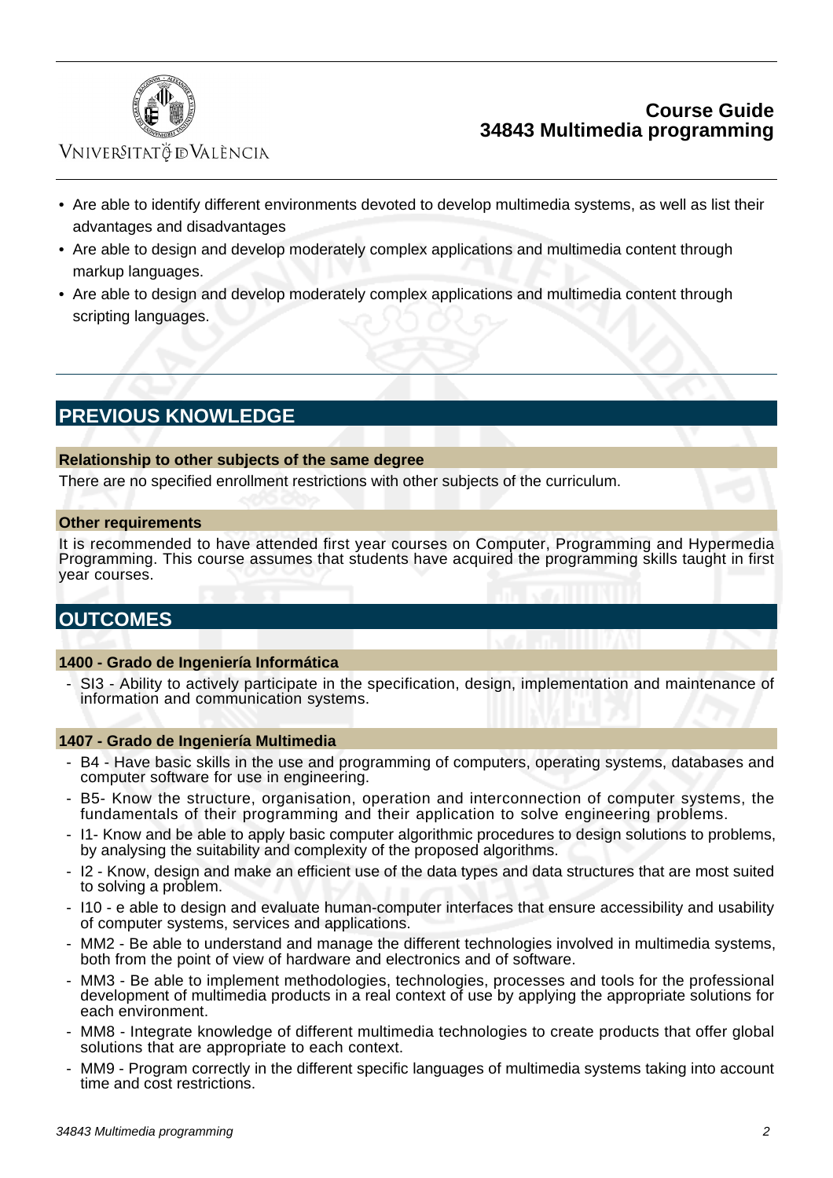- Are able to identify different environments devoted to develop multimedia systems, as well as list their advantages and disadvantages
- Are able to design and develop moderately complex applications and multimedia content through markup languages.
- Are able to design and develop moderately complex applications and multimedia content through scripting languages.

## PREVIOUS KNOWLEDGE

### Relationship to other subjects of the same degree

There are no specified enrollment restrictions with other subjects of the curriculum.

### Other requirements

It is recommended to have attended first year courses on Computer, Programming and Hypermedia Programming. This course assumes that students have acquired the programming skills taught in first year courses.

## OUTCOMES

### 1400 - Grado de Ingeniería Informática

- SI3 - Ability to actively participate in the specification, design, implementation and maintenance of information and communication systems.

### 1407 - Grado de Ingeniería Multimedia

- B4 - Have basic skills in the use and programming of computers, operating systems, databases and computer software for use in engineering.
- B5- Know the structure, organisation, operation and interconnection of computer systems, the fundamentals of their programming and their application to solve engineering problems.
- I1- Know and be able to apply basic computer algorithmic procedures to design solutions to problems, by analysing the suitability and complexity of the proposed algorithms.
- I2 - Know, design and make an efficient use of the data types and data structures that are most suited to solving a problem.
- I10 - e able to design and evaluate human-computer interfaces that ensure accessibility and usability of computer systems, services and applications.
- MM2 - Be able to understand and manage the different technologies involved in multimedia systems, both from the point of view of hardware and electronics and of software.
- MM3 - Be able to implement methodologies, technologies, processes and tools for the professional development of multimedia products in a real context of use by applying the appropriate solutions for each environment.
- MM8 - Integrate knowledge of different multimedia technologies to create products that offer global solutions that are appropriate to each context.
- MM9 - Program correctly in the different specific languages of multimedia systems taking into account time and cost restrictions.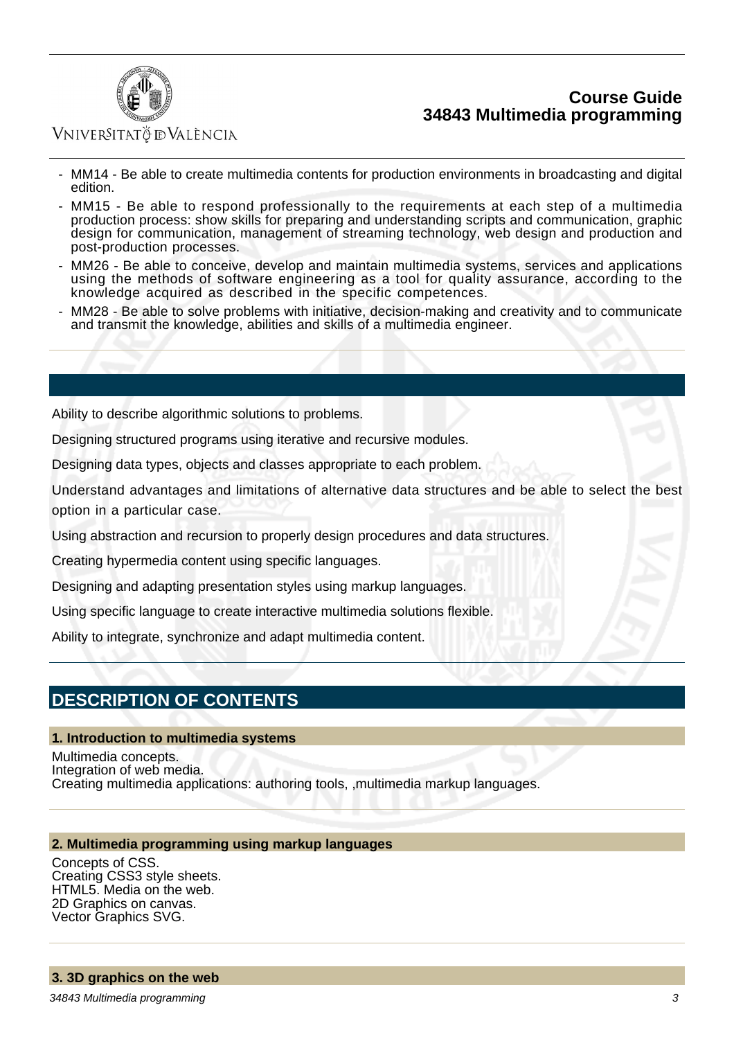- MM14 - Be able to create multimedia contents for production environments in broadcasting and digital edition.
- MM15 - Be able to respond professionally to the requirements at each step of a multimedia production process: show skills for preparing and understanding scripts and communication, graphic design for communication, management of streaming technology, web design and production and post-production processes.
- MM26 - Be able to conceive, develop and maintain multimedia systems, services and applications using the methods of software engineering as a tool for quality assurance, according to the knowledge acquired as described in the specific competences.
- MM28 - Be able to solve problems with initiative, decision-making and creativity and to communicate and transmit the knowledge, abilities and skills of a multimedia engineer.

Ability to describe algorithmic solutions to problems.

Designing structured programs using iterative and recursive modules.

Designing data types, objects and classes appropriate to each problem.

Understand advantages and limitations of alternative data structures and be able to select the best option in a particular case.

Using abstraction and recursion to properly design procedures and data structures.

Creating hypermedia content using specific languages.

Designing and adapting presentation styles using markup languages.

Using specific language to create interactive multimedia solutions flexible.

Ability to integrate, synchronize and adapt multimedia content.

## DESCRIPTION OF CONTENTS

### 1. Introduction to multimedia systems

Multimedia concepts.
Integration of web media.
Creating multimedia applications: authoring tools, ,multimedia markup languages.

### 2. Multimedia programming using markup languages

Concepts of CSS.
Creating CSS3 style sheets.
HTML5. Media on the web.
2D Graphics on canvas.
Vector Graphics SVG.

### 3. 3D graphics on the web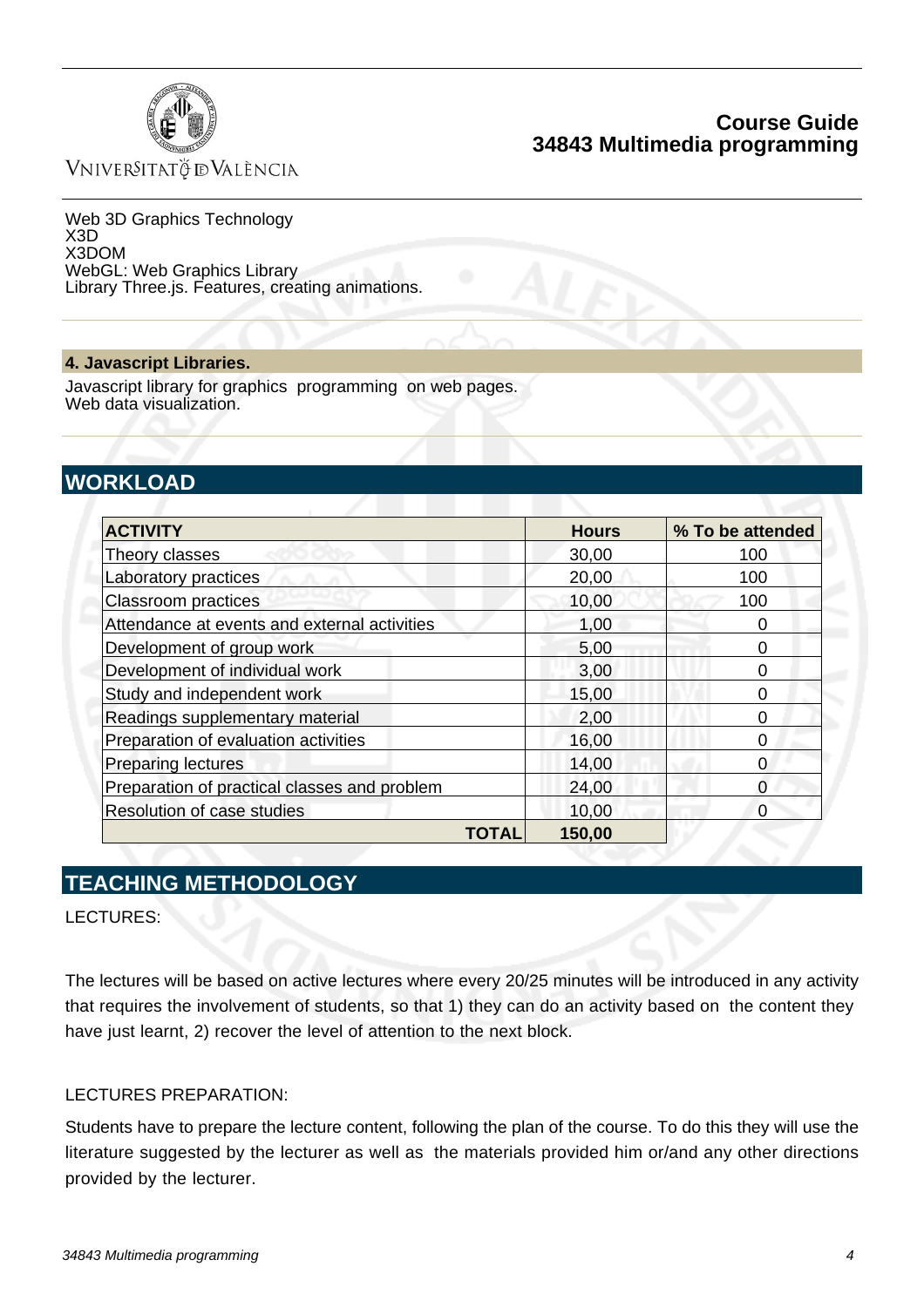Web 3D Graphics Technology
X3D
X3DOM
WebGL: Web Graphics Library
Library Three.js. Features, creating animations.

### 4. Javascript Libraries.

Javascript library for graphics programming on web pages.
Web data visualization.

## WORKLOAD

| ACTIVITY | Hours | % To be attended |
|---|---|---|
| Theory classes | 30,00 | 100 |
| Laboratory practices | 20,00 | 100 |
| Classroom practices | 10,00 | 100 |
| Attendance at events and external activities | 1,00 | 0 |
| Development of group work | 5,00 | 0 |
| Development of individual work | 3,00 | 0 |
| Study and independent work | 15,00 | 0 |
| Readings supplementary material | 2,00 | 0 |
| Preparation of evaluation activities | 16,00 | 0 |
| Preparing lectures | 14,00 | 0 |
| Preparation of practical classes and problem | 24,00 | 0 |
| Resolution of case studies | 10,00 | 0 |
| **TOTAL** | **150,00** | |

## TEACHING METHODOLOGY

LECTURES:

The lectures will be based on active lectures where every 20/25 minutes will be introduced in any activity that requires the involvement of students, so that 1) they can do an activity based on the content they have just learnt, 2) recover the level of attention to the next block.

LECTURES PREPARATION:

Students have to prepare the lecture content, following the plan of the course. To do this they will use the literature suggested by the lecturer as well as the materials provided him or/and any other directions provided by the lecturer.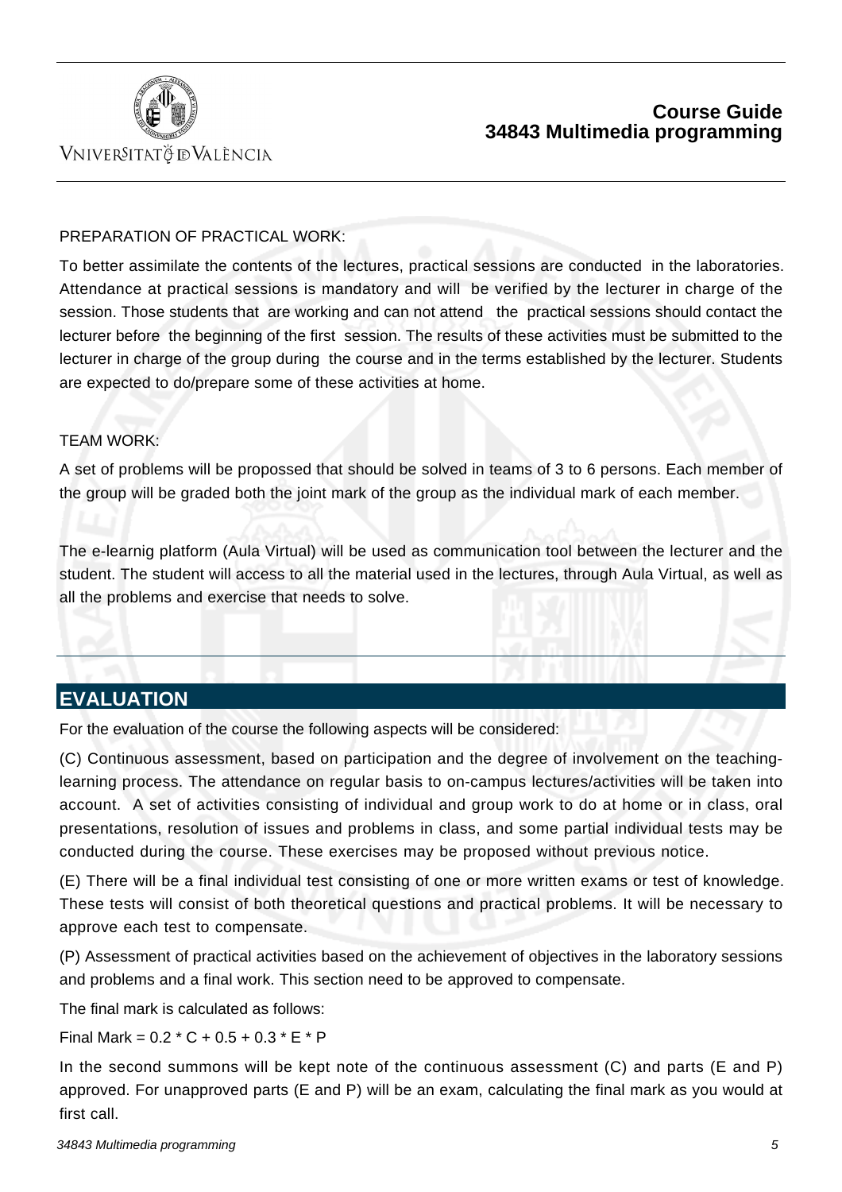PREPARATION OF PRACTICAL WORK:

To better assimilate the contents of the lectures, practical sessions are conducted in the laboratories. Attendance at practical sessions is mandatory and will be verified by the lecturer in charge of the session. Those students that are working and can not attend the practical sessions should contact the lecturer before the beginning of the first session. The results of these activities must be submitted to the lecturer in charge of the group during the course and in the terms established by the lecturer. Students are expected to do/prepare some of these activities at home.

TEAM WORK:

A set of problems will be propossed that should be solved in teams of 3 to 6 persons. Each member of the group will be graded both the joint mark of the group as the individual mark of each member.

The e-learnig platform (Aula Virtual) will be used as communication tool between the lecturer and the student. The student will access to all the material used in the lectures, through Aula Virtual, as well as all the problems and exercise that needs to solve.

## EVALUATION

For the evaluation of the course the following aspects will be considered:

(C) Continuous assessment, based on participation and the degree of involvement on the teaching-learning process. The attendance on regular basis to on-campus lectures/activities will be taken into account. A set of activities consisting of individual and group work to do at home or in class, oral presentations, resolution of issues and problems in class, and some partial individual tests may be conducted during the course. These exercises may be proposed without previous notice.

(E) There will be a final individual test consisting of one or more written exams or test of knowledge. These tests will consist of both theoretical questions and practical problems. It will be necessary to approve each test to compensate.

(P) Assessment of practical activities based on the achievement of objectives in the laboratory sessions and problems and a final work. This section need to be approved to compensate.

The final mark is calculated as follows:

Final Mark = $0.2 * C + 0.5 + 0.3 * E * P$

In the second summons will be kept note of the continuous assessment (C) and parts (E and P) approved. For unapproved parts (E and P) will be an exam, calculating the final mark as you would at first call.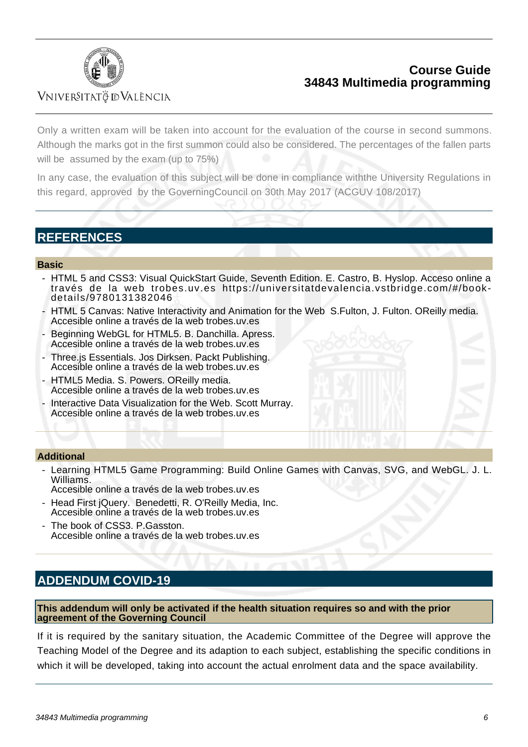Only a written exam will be taken into account for the evaluation of the course in second summons. Although the marks got in the first summon could also be considered. The percentages of the fallen parts will be assumed by the exam (up to 75%)

In any case, the evaluation of this subject will be done in compliance withthe University Regulations in this regard, approved by the GoverningCouncil on 30th May 2017 (ACGUV 108/2017)

## REFERENCES

### Basic

- HTML 5 and CSS3: Visual QuickStart Guide, Seventh Edition. E. Castro, B. Hyslop. Acceso online a través de la web trobes.uv.es https://universitatdevalencia.vstbridge.com/#/book-details/9780131382046
- HTML 5 Canvas: Native Interactivity and Animation for the Web S.Fulton, J. Fulton. OReilly media. Accesible online a través de la web trobes.uv.es
- Beginning WebGL for HTML5. B. Danchilla. Apress. Accesible online a través de la web trobes.uv.es
- Three.js Essentials. Jos Dirksen. Packt Publishing. Accesible online a través de la web trobes.uv.es
- HTML5 Media. S. Powers. OReilly media. Accesible online a través de la web trobes.uv.es
- Interactive Data Visualization for the Web. Scott Murray. Accesible online a través de la web trobes.uv.es

### Additional

- Learning HTML5 Game Programming: Build Online Games with Canvas, SVG, and WebGL. J. L. Williams. Accesible online a través de la web trobes.uv.es
- Head First jQuery. Benedetti, R. O'Reilly Media, Inc. Accesible online a través de la web trobes.uv.es
- The book of CSS3. P.Gasston. Accesible online a través de la web trobes.uv.es

## ADDENDUM COVID-19

**This addendum will only be activated if the health situation requires so and with the prior agreement of the Governing Council**

If it is required by the sanitary situation, the Academic Committee of the Degree will approve the Teaching Model of the Degree and its adaption to each subject, establishing the specific conditions in which it will be developed, taking into account the actual enrolment data and the space availability.